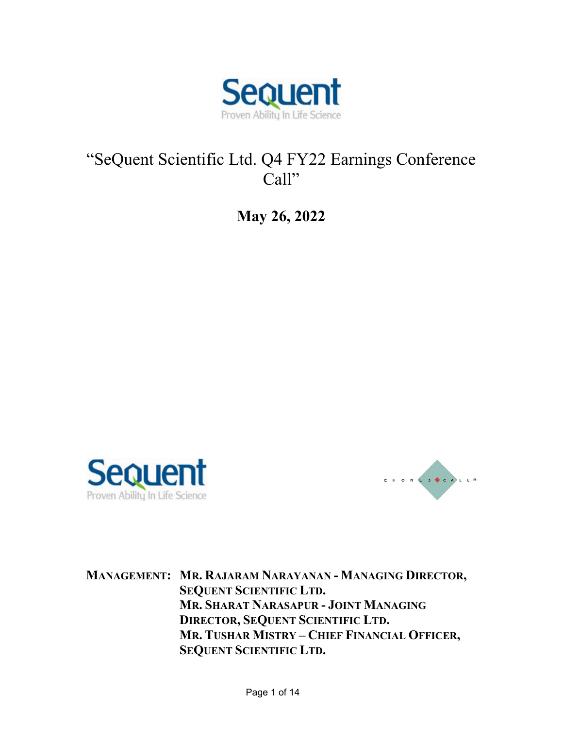# "SeQuent Scientific Ltd. Q4 FY22 Earnings Conference Call"

**May 26, 2022**

**MANAGEMENT:** **MR. RAJARAM NARAYANAN - MANAGING DIRECTOR, SEQUENT SCIENTIFIC LTD.**
**MR. SHARAT NARASAPUR - JOINT MANAGING DIRECTOR, SEQUENT SCIENTIFIC LTD.**
**MR. TUSHAR MISTRY – CHIEF FINANCIAL OFFICER, SEQUENT SCIENTIFIC LTD.**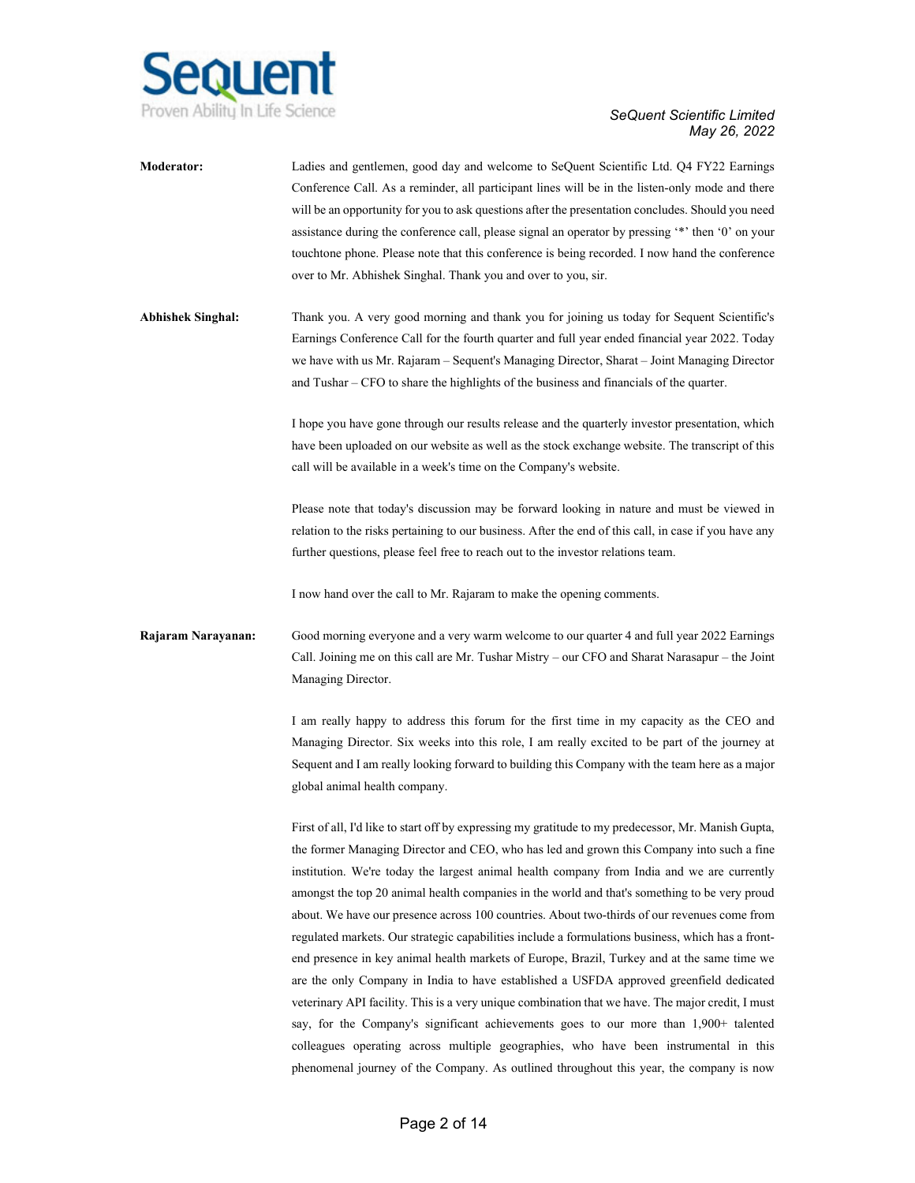**Moderator:** Ladies and gentlemen, good day and welcome to SeQuent Scientific Ltd. Q4 FY22 Earnings Conference Call. As a reminder, all participant lines will be in the listen-only mode and there will be an opportunity for you to ask questions after the presentation concludes. Should you need assistance during the conference call, please signal an operator by pressing '*' then '0' on your touchtone phone. Please note that this conference is being recorded. I now hand the conference over to Mr. Abhishek Singhal. Thank you and over to you, sir.

**Abhishek Singhal:** Thank you. A very good morning and thank you for joining us today for Sequent Scientific's Earnings Conference Call for the fourth quarter and full year ended financial year 2022. Today we have with us Mr. Rajaram – Sequent's Managing Director, Sharat – Joint Managing Director and Tushar – CFO to share the highlights of the business and financials of the quarter.

I hope you have gone through our results release and the quarterly investor presentation, which have been uploaded on our website as well as the stock exchange website. The transcript of this call will be available in a week's time on the Company's website.

Please note that today's discussion may be forward looking in nature and must be viewed in relation to the risks pertaining to our business. After the end of this call, in case if you have any further questions, please feel free to reach out to the investor relations team.

I now hand over the call to Mr. Rajaram to make the opening comments.

**Rajaram Narayanan:** Good morning everyone and a very warm welcome to our quarter 4 and full year 2022 Earnings Call. Joining me on this call are Mr. Tushar Mistry – our CFO and Sharat Narasapur – the Joint Managing Director.

I am really happy to address this forum for the first time in my capacity as the CEO and Managing Director. Six weeks into this role, I am really excited to be part of the journey at Sequent and I am really looking forward to building this Company with the team here as a major global animal health company.

First of all, I'd like to start off by expressing my gratitude to my predecessor, Mr. Manish Gupta, the former Managing Director and CEO, who has led and grown this Company into such a fine institution. We're today the largest animal health company from India and we are currently amongst the top 20 animal health companies in the world and that's something to be very proud about. We have our presence across 100 countries. About two-thirds of our revenues come from regulated markets. Our strategic capabilities include a formulations business, which has a front-end presence in key animal health markets of Europe, Brazil, Turkey and at the same time we are the only Company in India to have established a USFDA approved greenfield dedicated veterinary API facility. This is a very unique combination that we have. The major credit, I must say, for the Company's significant achievements goes to our more than 1,900+ talented colleagues operating across multiple geographies, who have been instrumental in this phenomenal journey of the Company. As outlined throughout this year, the company is now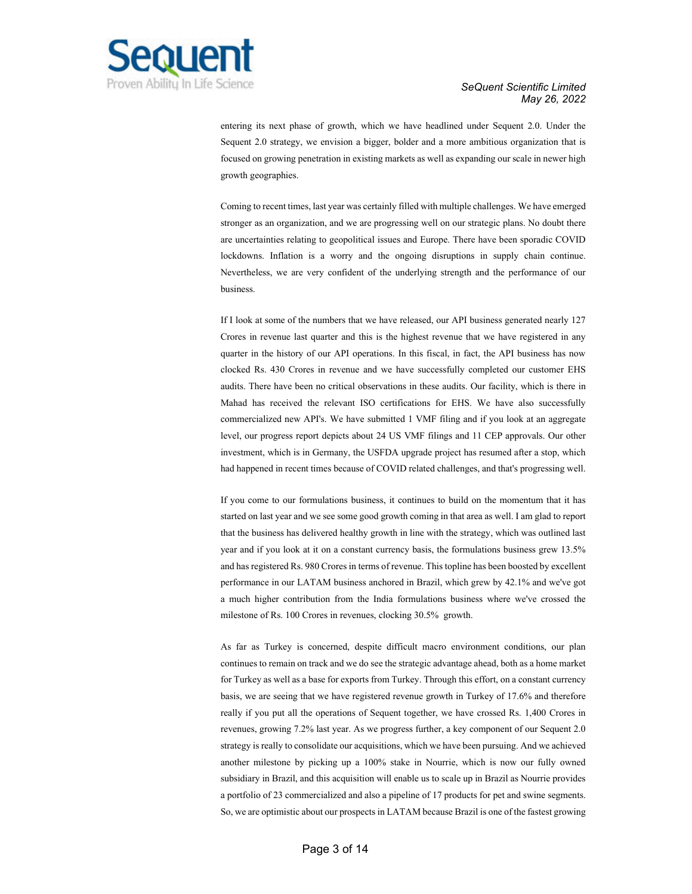entering its next phase of growth, which we have headlined under Sequent 2.0. Under the Sequent 2.0 strategy, we envision a bigger, bolder and a more ambitious organization that is focused on growing penetration in existing markets as well as expanding our scale in newer high growth geographies.

Coming to recent times, last year was certainly filled with multiple challenges. We have emerged stronger as an organization, and we are progressing well on our strategic plans. No doubt there are uncertainties relating to geopolitical issues and Europe. There have been sporadic COVID lockdowns. Inflation is a worry and the ongoing disruptions in supply chain continue. Nevertheless, we are very confident of the underlying strength and the performance of our business.

If I look at some of the numbers that we have released, our API business generated nearly 127 Crores in revenue last quarter and this is the highest revenue that we have registered in any quarter in the history of our API operations. In this fiscal, in fact, the API business has now clocked Rs. 430 Crores in revenue and we have successfully completed our customer EHS audits. There have been no critical observations in these audits. Our facility, which is there in Mahad has received the relevant ISO certifications for EHS. We have also successfully commercialized new API's. We have submitted 1 VMF filing and if you look at an aggregate level, our progress report depicts about 24 US VMF filings and 11 CEP approvals. Our other investment, which is in Germany, the USFDA upgrade project has resumed after a stop, which had happened in recent times because of COVID related challenges, and that's progressing well.

If you come to our formulations business, it continues to build on the momentum that it has started on last year and we see some good growth coming in that area as well. I am glad to report that the business has delivered healthy growth in line with the strategy, which was outlined last year and if you look at it on a constant currency basis, the formulations business grew 13.5% and has registered Rs. 980 Crores in terms of revenue. This topline has been boosted by excellent performance in our LATAM business anchored in Brazil, which grew by 42.1% and we've got a much higher contribution from the India formulations business where we've crossed the milestone of Rs. 100 Crores in revenues, clocking 30.5% growth.

As far as Turkey is concerned, despite difficult macro environment conditions, our plan continues to remain on track and we do see the strategic advantage ahead, both as a home market for Turkey as well as a base for exports from Turkey. Through this effort, on a constant currency basis, we are seeing that we have registered revenue growth in Turkey of 17.6% and therefore really if you put all the operations of Sequent together, we have crossed Rs. 1,400 Crores in revenues, growing 7.2% last year. As we progress further, a key component of our Sequent 2.0 strategy is really to consolidate our acquisitions, which we have been pursuing. And we achieved another milestone by picking up a 100% stake in Nourrie, which is now our fully owned subsidiary in Brazil, and this acquisition will enable us to scale up in Brazil as Nourrie provides a portfolio of 23 commercialized and also a pipeline of 17 products for pet and swine segments. So, we are optimistic about our prospects in LATAM because Brazil is one of the fastest growing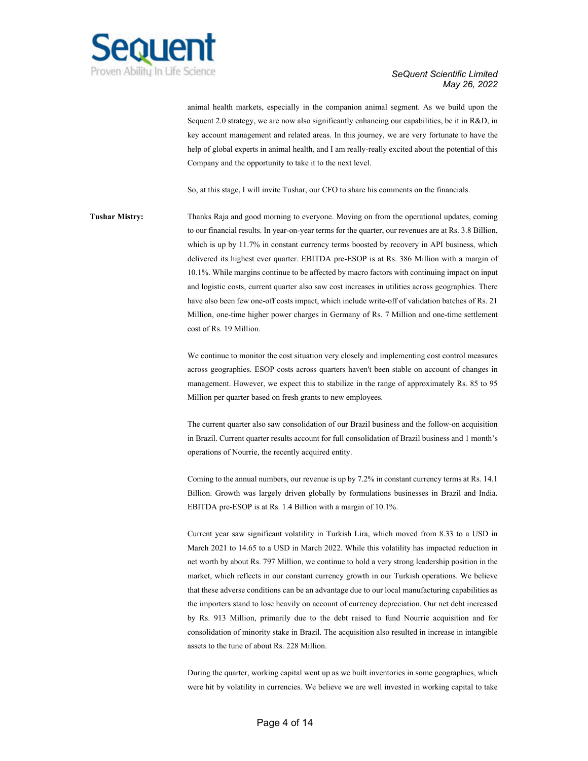animal health markets, especially in the companion animal segment. As we build upon the Sequent 2.0 strategy, we are now also significantly enhancing our capabilities, be it in R&D, in key account management and related areas. In this journey, we are very fortunate to have the help of global experts in animal health, and I am really-really excited about the potential of this Company and the opportunity to take it to the next level.

So, at this stage, I will invite Tushar, our CFO to share his comments on the financials.

**Tushar Mistry:** Thanks Raja and good morning to everyone. Moving on from the operational updates, coming to our financial results. In year-on-year terms for the quarter, our revenues are at Rs. 3.8 Billion, which is up by 11.7% in constant currency terms boosted by recovery in API business, which delivered its highest ever quarter. EBITDA pre-ESOP is at Rs. 386 Million with a margin of 10.1%. While margins continue to be affected by macro factors with continuing impact on input and logistic costs, current quarter also saw cost increases in utilities across geographies. There have also been few one-off costs impact, which include write-off of validation batches of Rs. 21 Million, one-time higher power charges in Germany of Rs. 7 Million and one-time settlement cost of Rs. 19 Million.

We continue to monitor the cost situation very closely and implementing cost control measures across geographies. ESOP costs across quarters haven't been stable on account of changes in management. However, we expect this to stabilize in the range of approximately Rs. 85 to 95 Million per quarter based on fresh grants to new employees.

The current quarter also saw consolidation of our Brazil business and the follow-on acquisition in Brazil. Current quarter results account for full consolidation of Brazil business and 1 month's operations of Nourrie, the recently acquired entity.

Coming to the annual numbers, our revenue is up by 7.2% in constant currency terms at Rs. 14.1 Billion. Growth was largely driven globally by formulations businesses in Brazil and India. EBITDA pre-ESOP is at Rs. 1.4 Billion with a margin of 10.1%.

Current year saw significant volatility in Turkish Lira, which moved from 8.33 to a USD in March 2021 to 14.65 to a USD in March 2022. While this volatility has impacted reduction in net worth by about Rs. 797 Million, we continue to hold a very strong leadership position in the market, which reflects in our constant currency growth in our Turkish operations. We believe that these adverse conditions can be an advantage due to our local manufacturing capabilities as the importers stand to lose heavily on account of currency depreciation. Our net debt increased by Rs. 913 Million, primarily due to the debt raised to fund Nourrie acquisition and for consolidation of minority stake in Brazil. The acquisition also resulted in increase in intangible assets to the tune of about Rs. 228 Million.

During the quarter, working capital went up as we built inventories in some geographies, which were hit by volatility in currencies. We believe we are well invested in working capital to take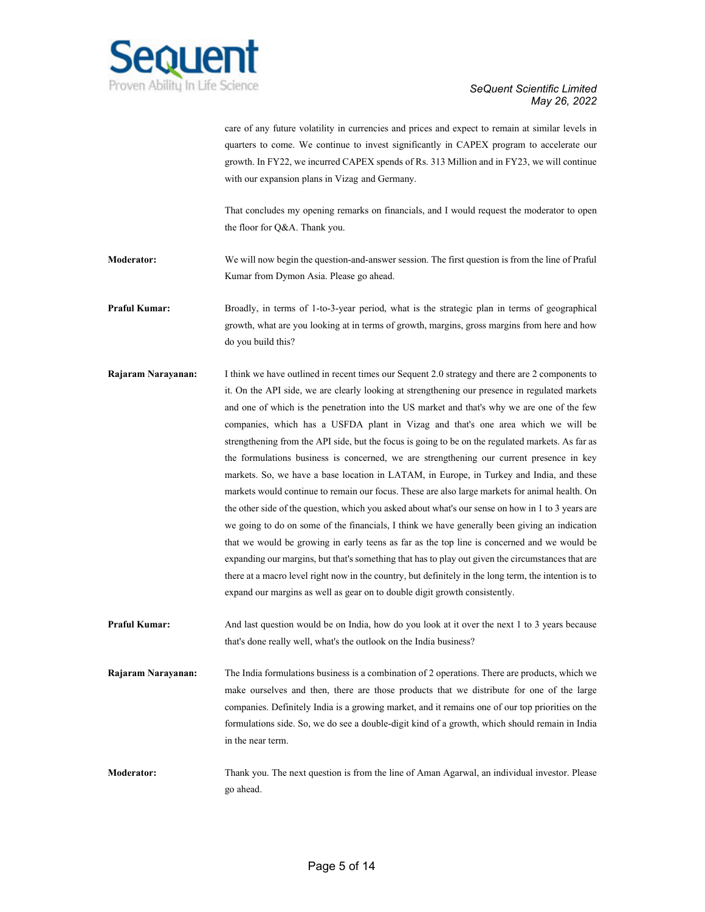care of any future volatility in currencies and prices and expect to remain at similar levels in quarters to come. We continue to invest significantly in CAPEX program to accelerate our growth. In FY22, we incurred CAPEX spends of Rs. 313 Million and in FY23, we will continue with our expansion plans in Vizag and Germany.

That concludes my opening remarks on financials, and I would request the moderator to open the floor for Q&A. Thank you.

**Moderator:** We will now begin the question-and-answer session. The first question is from the line of Praful Kumar from Dymon Asia. Please go ahead.

**Praful Kumar:** Broadly, in terms of 1-to-3-year period, what is the strategic plan in terms of geographical growth, what are you looking at in terms of growth, margins, gross margins from here and how do you build this?

**Rajaram Narayanan:** I think we have outlined in recent times our Sequent 2.0 strategy and there are 2 components to it. On the API side, we are clearly looking at strengthening our presence in regulated markets and one of which is the penetration into the US market and that's why we are one of the few companies, which has a USFDA plant in Vizag and that's one area which we will be strengthening from the API side, but the focus is going to be on the regulated markets. As far as the formulations business is concerned, we are strengthening our current presence in key markets. So, we have a base location in LATAM, in Europe, in Turkey and India, and these markets would continue to remain our focus. These are also large markets for animal health. On the other side of the question, which you asked about what's our sense on how in 1 to 3 years are we going to do on some of the financials, I think we have generally been giving an indication that we would be growing in early teens as far as the top line is concerned and we would be expanding our margins, but that's something that has to play out given the circumstances that are there at a macro level right now in the country, but definitely in the long term, the intention is to expand our margins as well as gear on to double digit growth consistently.

**Praful Kumar:** And last question would be on India, how do you look at it over the next 1 to 3 years because that's done really well, what's the outlook on the India business?

**Rajaram Narayanan:** The India formulations business is a combination of 2 operations. There are products, which we make ourselves and then, there are those products that we distribute for one of the large companies. Definitely India is a growing market, and it remains one of our top priorities on the formulations side. So, we do see a double-digit kind of a growth, which should remain in India in the near term.

**Moderator:** Thank you. The next question is from the line of Aman Agarwal, an individual investor. Please go ahead.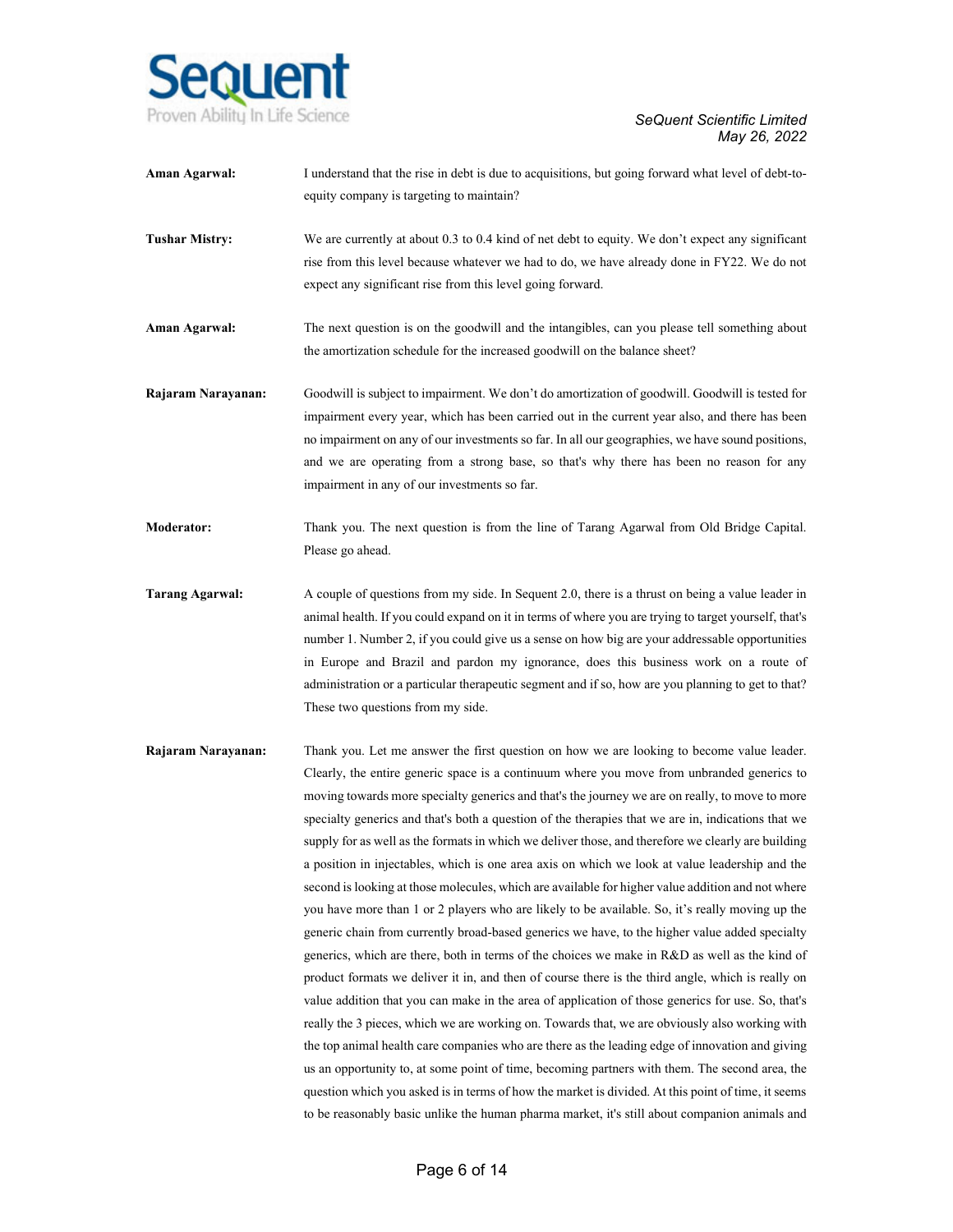**Aman Agarwal:** I understand that the rise in debt is due to acquisitions, but going forward what level of debt-to-equity company is targeting to maintain?

**Tushar Mistry:** We are currently at about 0.3 to 0.4 kind of net debt to equity. We don't expect any significant rise from this level because whatever we had to do, we have already done in FY22. We do not expect any significant rise from this level going forward.

**Aman Agarwal:** The next question is on the goodwill and the intangibles, can you please tell something about the amortization schedule for the increased goodwill on the balance sheet?

**Rajaram Narayanan:** Goodwill is subject to impairment. We don't do amortization of goodwill. Goodwill is tested for impairment every year, which has been carried out in the current year also, and there has been no impairment on any of our investments so far. In all our geographies, we have sound positions, and we are operating from a strong base, so that's why there has been no reason for any impairment in any of our investments so far.

**Moderator:** Thank you. The next question is from the line of Tarang Agarwal from Old Bridge Capital. Please go ahead.

**Tarang Agarwal:** A couple of questions from my side. In Sequent 2.0, there is a thrust on being a value leader in animal health. If you could expand on it in terms of where you are trying to target yourself, that's number 1. Number 2, if you could give us a sense on how big are your addressable opportunities in Europe and Brazil and pardon my ignorance, does this business work on a route of administration or a particular therapeutic segment and if so, how are you planning to get to that? These two questions from my side.

**Rajaram Narayanan:** Thank you. Let me answer the first question on how we are looking to become value leader. Clearly, the entire generic space is a continuum where you move from unbranded generics to moving towards more specialty generics and that's the journey we are on really, to move to more specialty generics and that's both a question of the therapies that we are in, indications that we supply for as well as the formats in which we deliver those, and therefore we clearly are building a position in injectables, which is one area axis on which we look at value leadership and the second is looking at those molecules, which are available for higher value addition and not where you have more than 1 or 2 players who are likely to be available. So, it's really moving up the generic chain from currently broad-based generics we have, to the higher value added specialty generics, which are there, both in terms of the choices we make in R&D as well as the kind of product formats we deliver it in, and then of course there is the third angle, which is really on value addition that you can make in the area of application of those generics for use. So, that's really the 3 pieces, which we are working on. Towards that, we are obviously also working with the top animal health care companies who are there as the leading edge of innovation and giving us an opportunity to, at some point of time, becoming partners with them. The second area, the question which you asked is in terms of how the market is divided. At this point of time, it seems to be reasonably basic unlike the human pharma market, it's still about companion animals and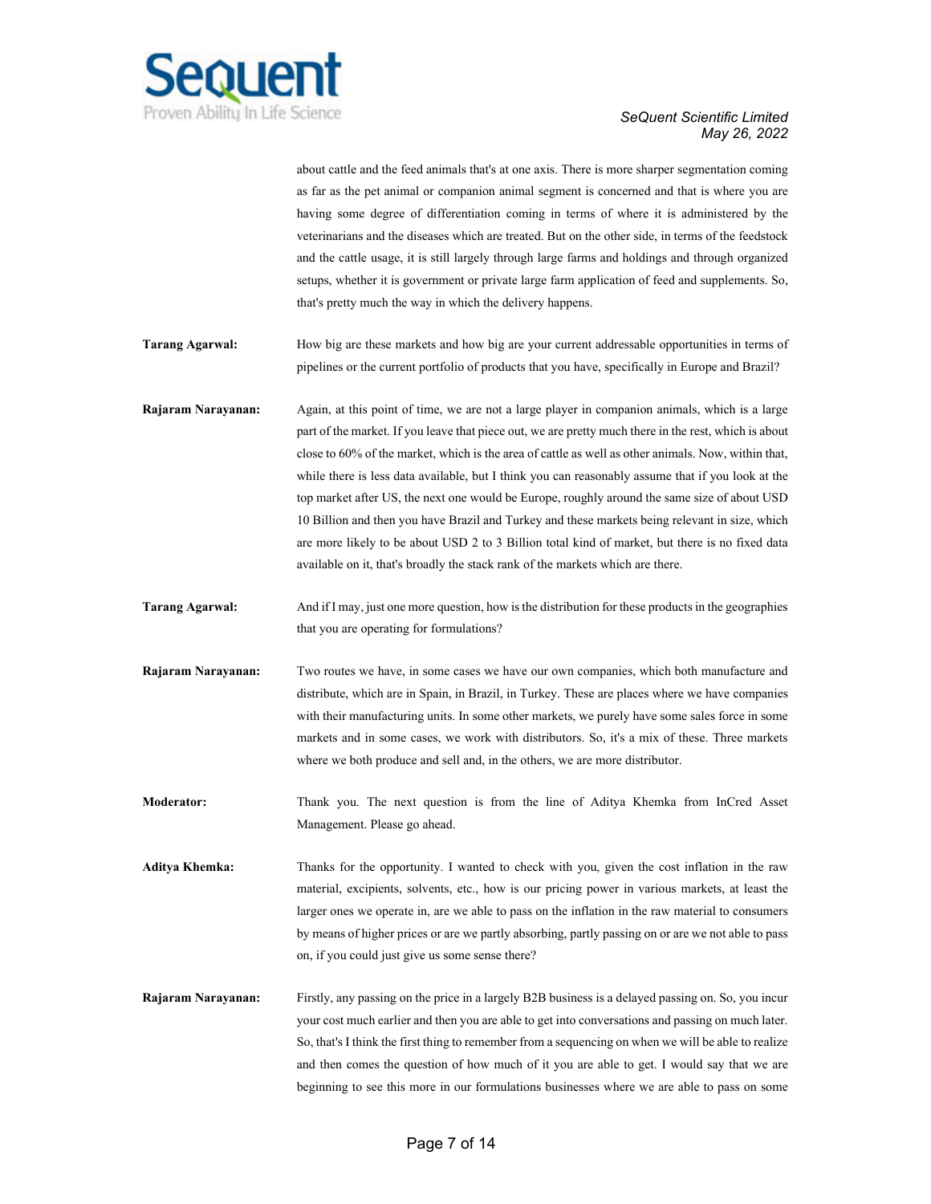about cattle and the feed animals that's at one axis. There is more sharper segmentation coming as far as the pet animal or companion animal segment is concerned and that is where you are having some degree of differentiation coming in terms of where it is administered by the veterinarians and the diseases which are treated. But on the other side, in terms of the feedstock and the cattle usage, it is still largely through large farms and holdings and through organized setups, whether it is government or private large farm application of feed and supplements. So, that's pretty much the way in which the delivery happens.

**Tarang Agarwal:** How big are these markets and how big are your current addressable opportunities in terms of pipelines or the current portfolio of products that you have, specifically in Europe and Brazil?

**Rajaram Narayanan:** Again, at this point of time, we are not a large player in companion animals, which is a large part of the market. If you leave that piece out, we are pretty much there in the rest, which is about close to 60% of the market, which is the area of cattle as well as other animals. Now, within that, while there is less data available, but I think you can reasonably assume that if you look at the top market after US, the next one would be Europe, roughly around the same size of about USD 10 Billion and then you have Brazil and Turkey and these markets being relevant in size, which are more likely to be about USD 2 to 3 Billion total kind of market, but there is no fixed data available on it, that's broadly the stack rank of the markets which are there.

**Tarang Agarwal:** And if I may, just one more question, how is the distribution for these products in the geographies that you are operating for formulations?

**Rajaram Narayanan:** Two routes we have, in some cases we have our own companies, which both manufacture and distribute, which are in Spain, in Brazil, in Turkey. These are places where we have companies with their manufacturing units. In some other markets, we purely have some sales force in some markets and in some cases, we work with distributors. So, it's a mix of these. Three markets where we both produce and sell and, in the others, we are more distributor.

**Moderator:** Thank you. The next question is from the line of Aditya Khemka from InCred Asset Management. Please go ahead.

**Aditya Khemka:** Thanks for the opportunity. I wanted to check with you, given the cost inflation in the raw material, excipients, solvents, etc., how is our pricing power in various markets, at least the larger ones we operate in, are we able to pass on the inflation in the raw material to consumers by means of higher prices or are we partly absorbing, partly passing on or are we not able to pass on, if you could just give us some sense there?

**Rajaram Narayanan:** Firstly, any passing on the price in a largely B2B business is a delayed passing on. So, you incur your cost much earlier and then you are able to get into conversations and passing on much later. So, that's I think the first thing to remember from a sequencing on when we will be able to realize and then comes the question of how much of it you are able to get. I would say that we are beginning to see this more in our formulations businesses where we are able to pass on some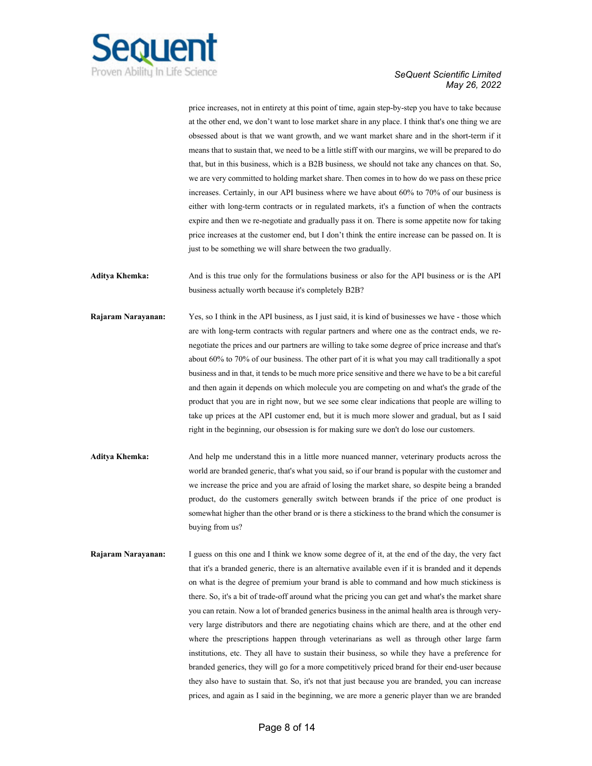price increases, not in entirety at this point of time, again step-by-step you have to take because at the other end, we don't want to lose market share in any place. I think that's one thing we are obsessed about is that we want growth, and we want market share and in the short-term if it means that to sustain that, we need to be a little stiff with our margins, we will be prepared to do that, but in this business, which is a B2B business, we should not take any chances on that. So, we are very committed to holding market share. Then comes in to how do we pass on these price increases. Certainly, in our API business where we have about 60% to 70% of our business is either with long-term contracts or in regulated markets, it's a function of when the contracts expire and then we re-negotiate and gradually pass it on. There is some appetite now for taking price increases at the customer end, but I don't think the entire increase can be passed on. It is just to be something we will share between the two gradually.

**Aditya Khemka:** And is this true only for the formulations business or also for the API business or is the API business actually worth because it's completely B2B?

**Rajaram Narayanan:** Yes, so I think in the API business, as I just said, it is kind of businesses we have - those which are with long-term contracts with regular partners and where one as the contract ends, we re-negotiate the prices and our partners are willing to take some degree of price increase and that's about 60% to 70% of our business. The other part of it is what you may call traditionally a spot business and in that, it tends to be much more price sensitive and there we have to be a bit careful and then again it depends on which molecule you are competing on and what's the grade of the product that you are in right now, but we see some clear indications that people are willing to take up prices at the API customer end, but it is much more slower and gradual, but as I said right in the beginning, our obsession is for making sure we don't do lose our customers.

**Aditya Khemka:** And help me understand this in a little more nuanced manner, veterinary products across the world are branded generic, that's what you said, so if our brand is popular with the customer and we increase the price and you are afraid of losing the market share, so despite being a branded product, do the customers generally switch between brands if the price of one product is somewhat higher than the other brand or is there a stickiness to the brand which the consumer is buying from us?

**Rajaram Narayanan:** I guess on this one and I think we know some degree of it, at the end of the day, the very fact that it's a branded generic, there is an alternative available even if it is branded and it depends on what is the degree of premium your brand is able to command and how much stickiness is there. So, it's a bit of trade-off around what the pricing you can get and what's the market share you can retain. Now a lot of branded generics business in the animal health area is through very-very large distributors and there are negotiating chains which are there, and at the other end where the prescriptions happen through veterinarians as well as through other large farm institutions, etc. They all have to sustain their business, so while they have a preference for branded generics, they will go for a more competitively priced brand for their end-user because they also have to sustain that. So, it's not that just because you are branded, you can increase prices, and again as I said in the beginning, we are more a generic player than we are branded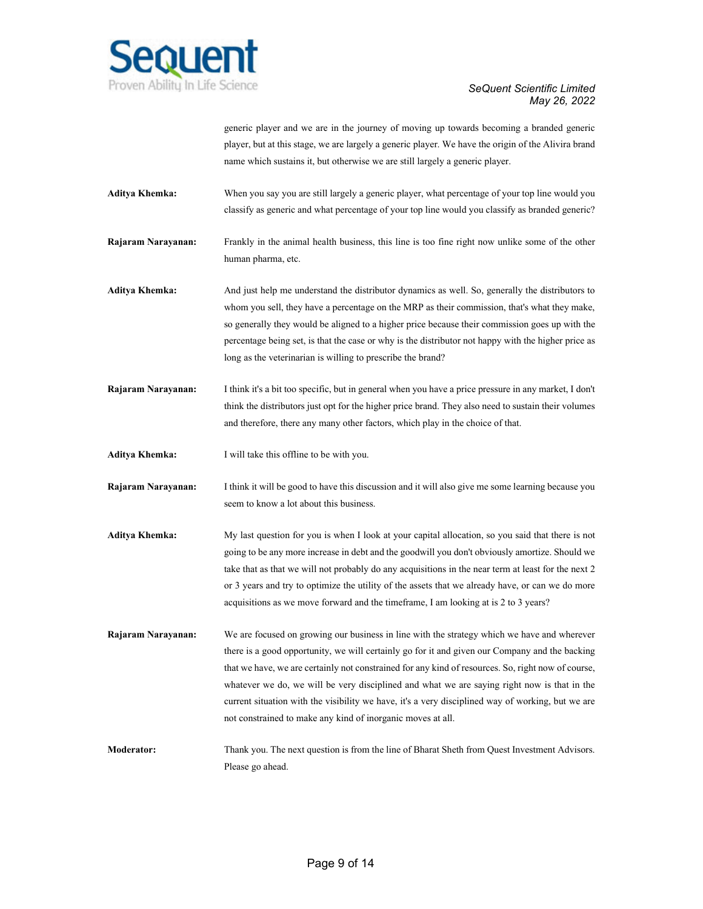generic player and we are in the journey of moving up towards becoming a branded generic player, but at this stage, we are largely a generic player. We have the origin of the Alivira brand name which sustains it, but otherwise we are still largely a generic player.

**Aditya Khemka:** When you say you are still largely a generic player, what percentage of your top line would you classify as generic and what percentage of your top line would you classify as branded generic?

**Rajaram Narayanan:** Frankly in the animal health business, this line is too fine right now unlike some of the other human pharma, etc.

**Aditya Khemka:** And just help me understand the distributor dynamics as well. So, generally the distributors to whom you sell, they have a percentage on the MRP as their commission, that's what they make, so generally they would be aligned to a higher price because their commission goes up with the percentage being set, is that the case or why is the distributor not happy with the higher price as long as the veterinarian is willing to prescribe the brand?

**Rajaram Narayanan:** I think it's a bit too specific, but in general when you have a price pressure in any market, I don't think the distributors just opt for the higher price brand. They also need to sustain their volumes and therefore, there any many other factors, which play in the choice of that.

**Aditya Khemka:** I will take this offline to be with you.

**Rajaram Narayanan:** I think it will be good to have this discussion and it will also give me some learning because you seem to know a lot about this business.

**Aditya Khemka:** My last question for you is when I look at your capital allocation, so you said that there is not going to be any more increase in debt and the goodwill you don't obviously amortize. Should we take that as that we will not probably do any acquisitions in the near term at least for the next 2 or 3 years and try to optimize the utility of the assets that we already have, or can we do more acquisitions as we move forward and the timeframe, I am looking at is 2 to 3 years?

**Rajaram Narayanan:** We are focused on growing our business in line with the strategy which we have and wherever there is a good opportunity, we will certainly go for it and given our Company and the backing that we have, we are certainly not constrained for any kind of resources. So, right now of course, whatever we do, we will be very disciplined and what we are saying right now is that in the current situation with the visibility we have, it's a very disciplined way of working, but we are not constrained to make any kind of inorganic moves at all.

**Moderator:** Thank you. The next question is from the line of Bharat Sheth from Quest Investment Advisors. Please go ahead.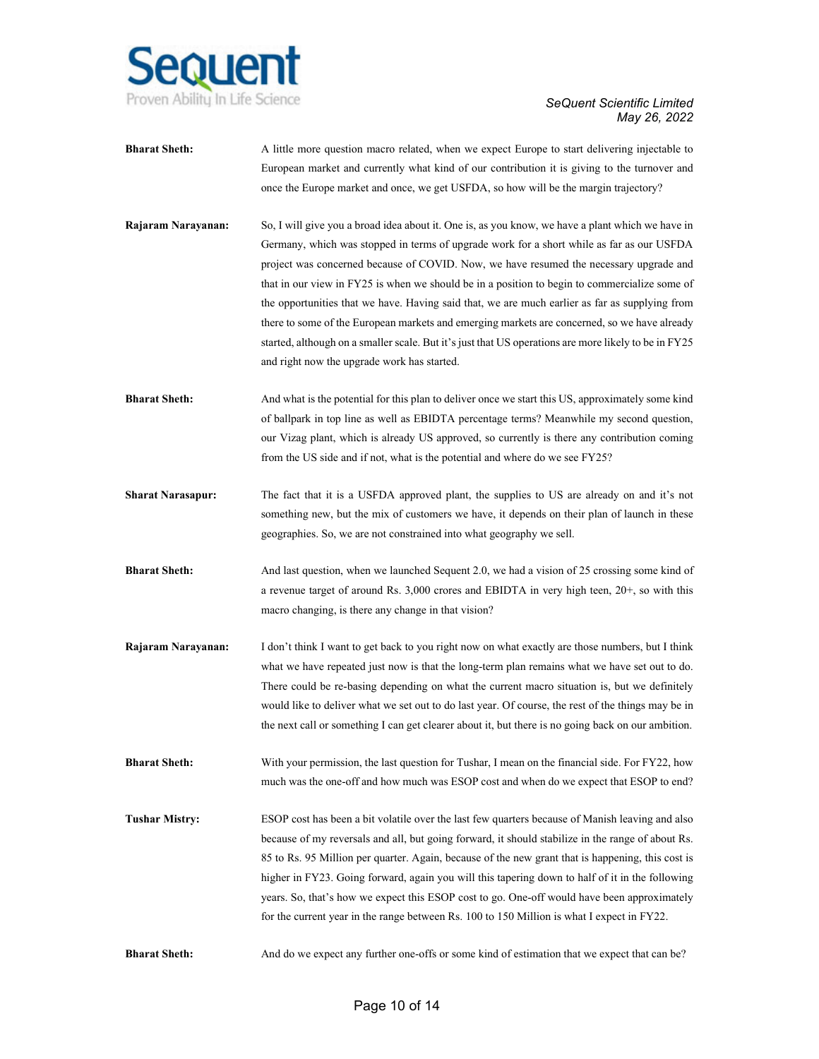**Bharat Sheth:** A little more question macro related, when we expect Europe to start delivering injectable to European market and currently what kind of our contribution it is giving to the turnover and once the Europe market and once, we get USFDA, so how will be the margin trajectory?

**Rajaram Narayanan:** So, I will give you a broad idea about it. One is, as you know, we have a plant which we have in Germany, which was stopped in terms of upgrade work for a short while as far as our USFDA project was concerned because of COVID. Now, we have resumed the necessary upgrade and that in our view in FY25 is when we should be in a position to begin to commercialize some of the opportunities that we have. Having said that, we are much earlier as far as supplying from there to some of the European markets and emerging markets are concerned, so we have already started, although on a smaller scale. But it's just that US operations are more likely to be in FY25 and right now the upgrade work has started.

**Bharat Sheth:** And what is the potential for this plan to deliver once we start this US, approximately some kind of ballpark in top line as well as EBIDTA percentage terms? Meanwhile my second question, our Vizag plant, which is already US approved, so currently is there any contribution coming from the US side and if not, what is the potential and where do we see FY25?

**Sharat Narasapur:** The fact that it is a USFDA approved plant, the supplies to US are already on and it's not something new, but the mix of customers we have, it depends on their plan of launch in these geographies. So, we are not constrained into what geography we sell.

**Bharat Sheth:** And last question, when we launched Sequent 2.0, we had a vision of 25 crossing some kind of a revenue target of around Rs. 3,000 crores and EBIDTA in very high teen, 20+, so with this macro changing, is there any change in that vision?

**Rajaram Narayanan:** I don't think I want to get back to you right now on what exactly are those numbers, but I think what we have repeated just now is that the long-term plan remains what we have set out to do. There could be re-basing depending on what the current macro situation is, but we definitely would like to deliver what we set out to do last year. Of course, the rest of the things may be in the next call or something I can get clearer about it, but there is no going back on our ambition.

**Bharat Sheth:** With your permission, the last question for Tushar, I mean on the financial side. For FY22, how much was the one-off and how much was ESOP cost and when do we expect that ESOP to end?

**Tushar Mistry:** ESOP cost has been a bit volatile over the last few quarters because of Manish leaving and also because of my reversals and all, but going forward, it should stabilize in the range of about Rs. 85 to Rs. 95 Million per quarter. Again, because of the new grant that is happening, this cost is higher in FY23. Going forward, again you will this tapering down to half of it in the following years. So, that's how we expect this ESOP cost to go. One-off would have been approximately for the current year in the range between Rs. 100 to 150 Million is what I expect in FY22.

**Bharat Sheth:** And do we expect any further one-offs or some kind of estimation that we expect that can be?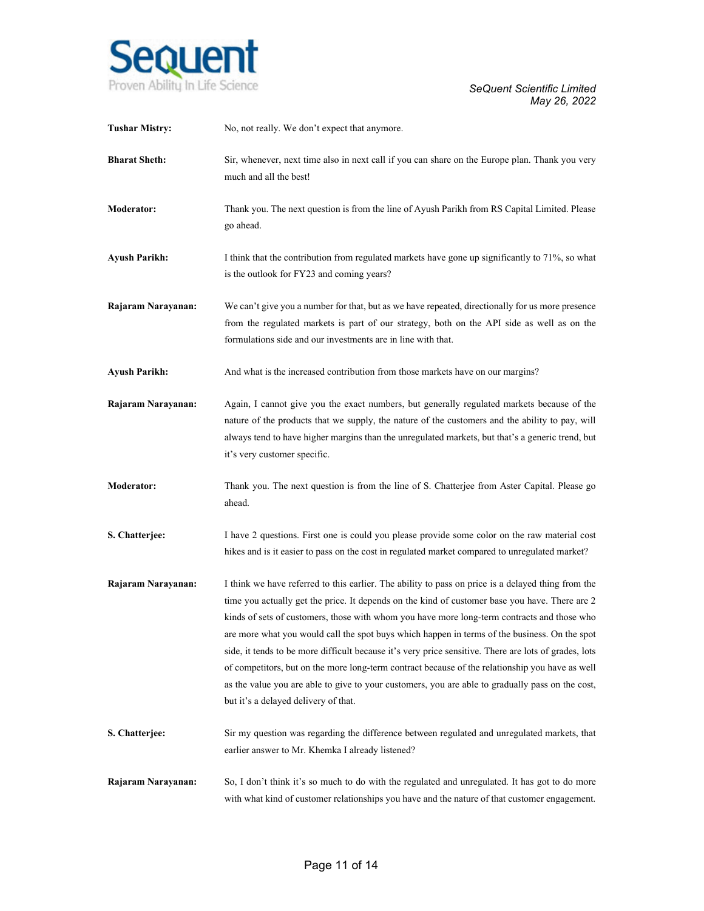**Tushar Mistry:** No, not really. We don't expect that anymore.

**Bharat Sheth:** Sir, whenever, next time also in next call if you can share on the Europe plan. Thank you very much and all the best!

**Moderator:** Thank you. The next question is from the line of Ayush Parikh from RS Capital Limited. Please go ahead.

**Ayush Parikh:** I think that the contribution from regulated markets have gone up significantly to 71%, so what is the outlook for FY23 and coming years?

**Rajaram Narayanan:** We can't give you a number for that, but as we have repeated, directionally for us more presence from the regulated markets is part of our strategy, both on the API side as well as on the formulations side and our investments are in line with that.

**Ayush Parikh:** And what is the increased contribution from those markets have on our margins?

**Rajaram Narayanan:** Again, I cannot give you the exact numbers, but generally regulated markets because of the nature of the products that we supply, the nature of the customers and the ability to pay, will always tend to have higher margins than the unregulated markets, but that's a generic trend, but it's very customer specific.

**Moderator:** Thank you. The next question is from the line of S. Chatterjee from Aster Capital. Please go ahead.

**S. Chatterjee:** I have 2 questions. First one is could you please provide some color on the raw material cost hikes and is it easier to pass on the cost in regulated market compared to unregulated market?

**Rajaram Narayanan:** I think we have referred to this earlier. The ability to pass on price is a delayed thing from the time you actually get the price. It depends on the kind of customer base you have. There are 2 kinds of sets of customers, those with whom you have more long-term contracts and those who are more what you would call the spot buys which happen in terms of the business. On the spot side, it tends to be more difficult because it's very price sensitive. There are lots of grades, lots of competitors, but on the more long-term contract because of the relationship you have as well as the value you are able to give to your customers, you are able to gradually pass on the cost, but it's a delayed delivery of that.

**S. Chatterjee:** Sir my question was regarding the difference between regulated and unregulated markets, that earlier answer to Mr. Khemka I already listened?

**Rajaram Narayanan:** So, I don't think it's so much to do with the regulated and unregulated. It has got to do more with what kind of customer relationships you have and the nature of that customer engagement.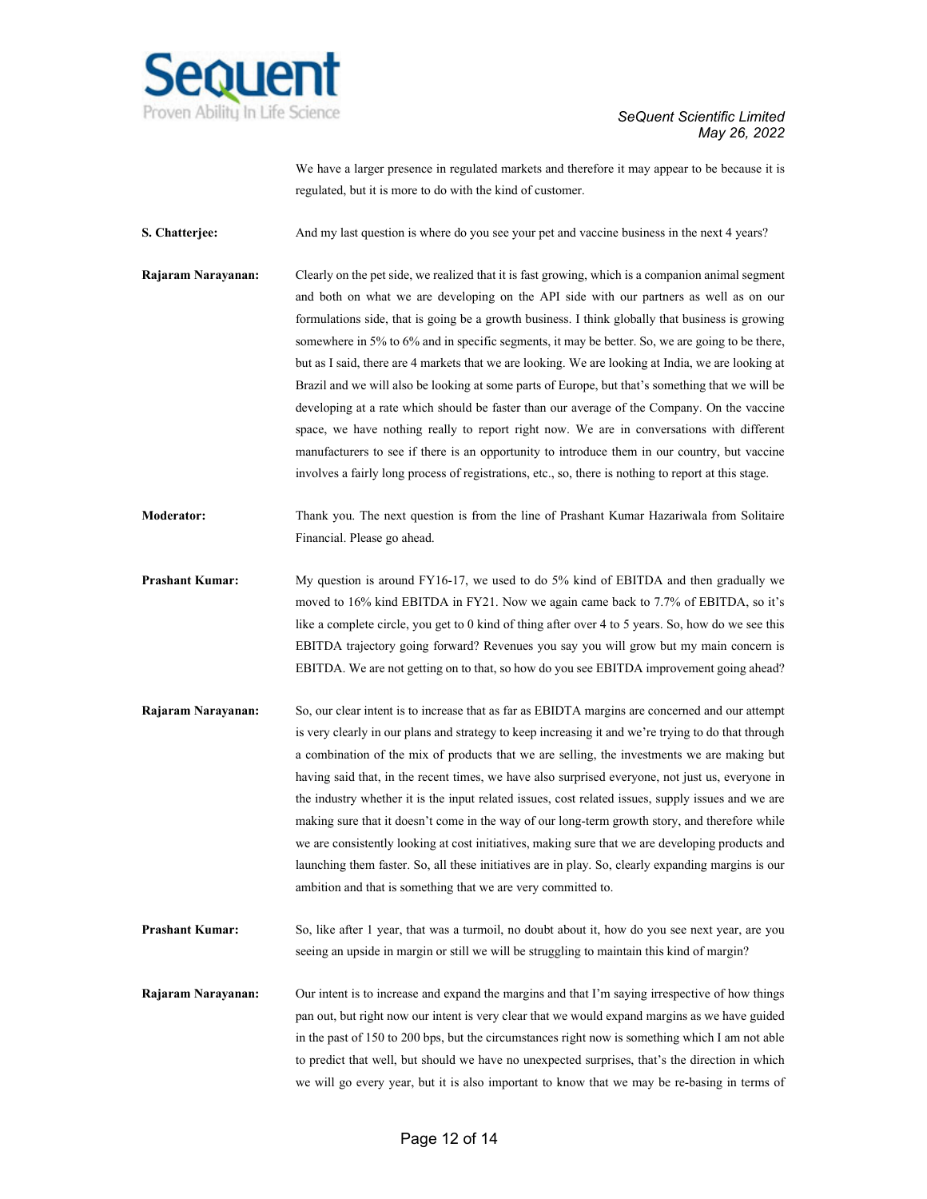We have a larger presence in regulated markets and therefore it may appear to be because it is regulated, but it is more to do with the kind of customer.

**S. Chatterjee:** And my last question is where do you see your pet and vaccine business in the next 4 years?

**Rajaram Narayanan:** Clearly on the pet side, we realized that it is fast growing, which is a companion animal segment and both on what we are developing on the API side with our partners as well as on our formulations side, that is going be a growth business. I think globally that business is growing somewhere in 5% to 6% and in specific segments, it may be better. So, we are going to be there, but as I said, there are 4 markets that we are looking. We are looking at India, we are looking at Brazil and we will also be looking at some parts of Europe, but that's something that we will be developing at a rate which should be faster than our average of the Company. On the vaccine space, we have nothing really to report right now. We are in conversations with different manufacturers to see if there is an opportunity to introduce them in our country, but vaccine involves a fairly long process of registrations, etc., so, there is nothing to report at this stage.

**Moderator:** Thank you. The next question is from the line of Prashant Kumar Hazariwala from Solitaire Financial. Please go ahead.

**Prashant Kumar:** My question is around FY16-17, we used to do 5% kind of EBITDA and then gradually we moved to 16% kind EBITDA in FY21. Now we again came back to 7.7% of EBITDA, so it's like a complete circle, you get to 0 kind of thing after over 4 to 5 years. So, how do we see this EBITDA trajectory going forward? Revenues you say you will grow but my main concern is EBITDA. We are not getting on to that, so how do you see EBITDA improvement going ahead?

**Rajaram Narayanan:** So, our clear intent is to increase that as far as EBIDTA margins are concerned and our attempt is very clearly in our plans and strategy to keep increasing it and we're trying to do that through a combination of the mix of products that we are selling, the investments we are making but having said that, in the recent times, we have also surprised everyone, not just us, everyone in the industry whether it is the input related issues, cost related issues, supply issues and we are making sure that it doesn't come in the way of our long-term growth story, and therefore while we are consistently looking at cost initiatives, making sure that we are developing products and launching them faster. So, all these initiatives are in play. So, clearly expanding margins is our ambition and that is something that we are very committed to.

**Prashant Kumar:** So, like after 1 year, that was a turmoil, no doubt about it, how do you see next year, are you seeing an upside in margin or still we will be struggling to maintain this kind of margin?

**Rajaram Narayanan:** Our intent is to increase and expand the margins and that I'm saying irrespective of how things pan out, but right now our intent is very clear that we would expand margins as we have guided in the past of 150 to 200 bps, but the circumstances right now is something which I am not able to predict that well, but should we have no unexpected surprises, that's the direction in which we will go every year, but it is also important to know that we may be re-basing in terms of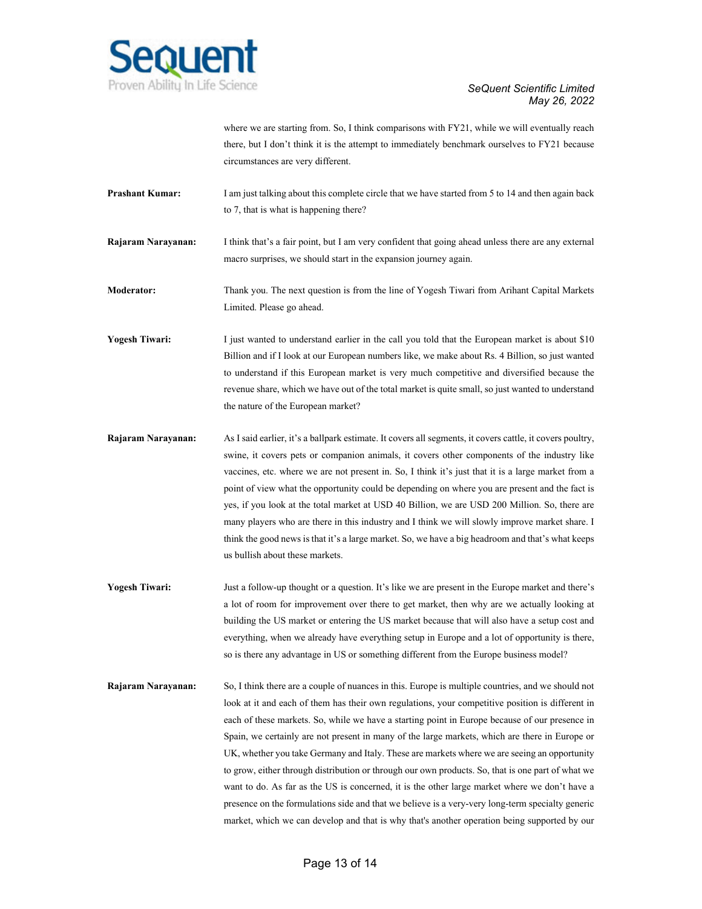where we are starting from. So, I think comparisons with FY21, while we will eventually reach there, but I don't think it is the attempt to immediately benchmark ourselves to FY21 because circumstances are very different.

**Prashant Kumar:** I am just talking about this complete circle that we have started from 5 to 14 and then again back to 7, that is what is happening there?

**Rajaram Narayanan:** I think that's a fair point, but I am very confident that going ahead unless there are any external macro surprises, we should start in the expansion journey again.

**Moderator:** Thank you. The next question is from the line of Yogesh Tiwari from Arihant Capital Markets Limited. Please go ahead.

**Yogesh Tiwari:** I just wanted to understand earlier in the call you told that the European market is about $10 Billion and if I look at our European numbers like, we make about Rs. 4 Billion, so just wanted to understand if this European market is very much competitive and diversified because the revenue share, which we have out of the total market is quite small, so just wanted to understand the nature of the European market?

**Rajaram Narayanan:** As I said earlier, it's a ballpark estimate. It covers all segments, it covers cattle, it covers poultry, swine, it covers pets or companion animals, it covers other components of the industry like vaccines, etc. where we are not present in. So, I think it's just that it is a large market from a point of view what the opportunity could be depending on where you are present and the fact is yes, if you look at the total market at USD 40 Billion, we are USD 200 Million. So, there are many players who are there in this industry and I think we will slowly improve market share. I think the good news is that it's a large market. So, we have a big headroom and that's what keeps us bullish about these markets.

**Yogesh Tiwari:** Just a follow-up thought or a question. It's like we are present in the Europe market and there's a lot of room for improvement over there to get market, then why are we actually looking at building the US market or entering the US market because that will also have a setup cost and everything, when we already have everything setup in Europe and a lot of opportunity is there, so is there any advantage in US or something different from the Europe business model?

**Rajaram Narayanan:** So, I think there are a couple of nuances in this. Europe is multiple countries, and we should not look at it and each of them has their own regulations, your competitive position is different in each of these markets. So, while we have a starting point in Europe because of our presence in Spain, we certainly are not present in many of the large markets, which are there in Europe or UK, whether you take Germany and Italy. These are markets where we are seeing an opportunity to grow, either through distribution or through our own products. So, that is one part of what we want to do. As far as the US is concerned, it is the other large market where we don't have a presence on the formulations side and that we believe is a very-very long-term specialty generic market, which we can develop and that is why that's another operation being supported by our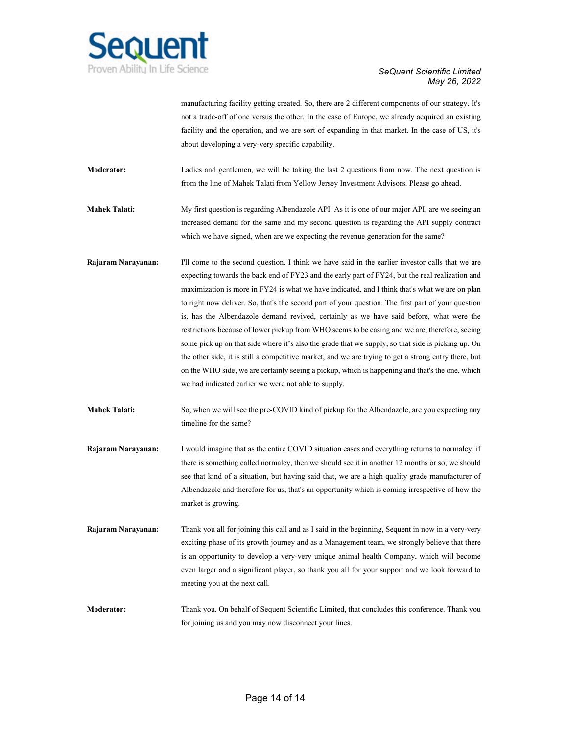manufacturing facility getting created. So, there are 2 different components of our strategy. It's not a trade-off of one versus the other. In the case of Europe, we already acquired an existing facility and the operation, and we are sort of expanding in that market. In the case of US, it's about developing a very-very specific capability.

**Moderator:** Ladies and gentlemen, we will be taking the last 2 questions from now. The next question is from the line of Mahek Talati from Yellow Jersey Investment Advisors. Please go ahead.

**Mahek Talati:** My first question is regarding Albendazole API. As it is one of our major API, are we seeing an increased demand for the same and my second question is regarding the API supply contract which we have signed, when are we expecting the revenue generation for the same?

**Rajaram Narayanan:** I'll come to the second question. I think we have said in the earlier investor calls that we are expecting towards the back end of FY23 and the early part of FY24, but the real realization and maximization is more in FY24 is what we have indicated, and I think that's what we are on plan to right now deliver. So, that's the second part of your question. The first part of your question is, has the Albendazole demand revived, certainly as we have said before, what were the restrictions because of lower pickup from WHO seems to be easing and we are, therefore, seeing some pick up on that side where it's also the grade that we supply, so that side is picking up. On the other side, it is still a competitive market, and we are trying to get a strong entry there, but on the WHO side, we are certainly seeing a pickup, which is happening and that's the one, which we had indicated earlier we were not able to supply.

**Mahek Talati:** So, when we will see the pre-COVID kind of pickup for the Albendazole, are you expecting any timeline for the same?

**Rajaram Narayanan:** I would imagine that as the entire COVID situation eases and everything returns to normalcy, if there is something called normalcy, then we should see it in another 12 months or so, we should see that kind of a situation, but having said that, we are a high quality grade manufacturer of Albendazole and therefore for us, that's an opportunity which is coming irrespective of how the market is growing.

**Rajaram Narayanan:** Thank you all for joining this call and as I said in the beginning, Sequent in now in a very-very exciting phase of its growth journey and as a Management team, we strongly believe that there is an opportunity to develop a very-very unique animal health Company, which will become even larger and a significant player, so thank you all for your support and we look forward to meeting you at the next call.

**Moderator:** Thank you. On behalf of Sequent Scientific Limited, that concludes this conference. Thank you for joining us and you may now disconnect your lines.